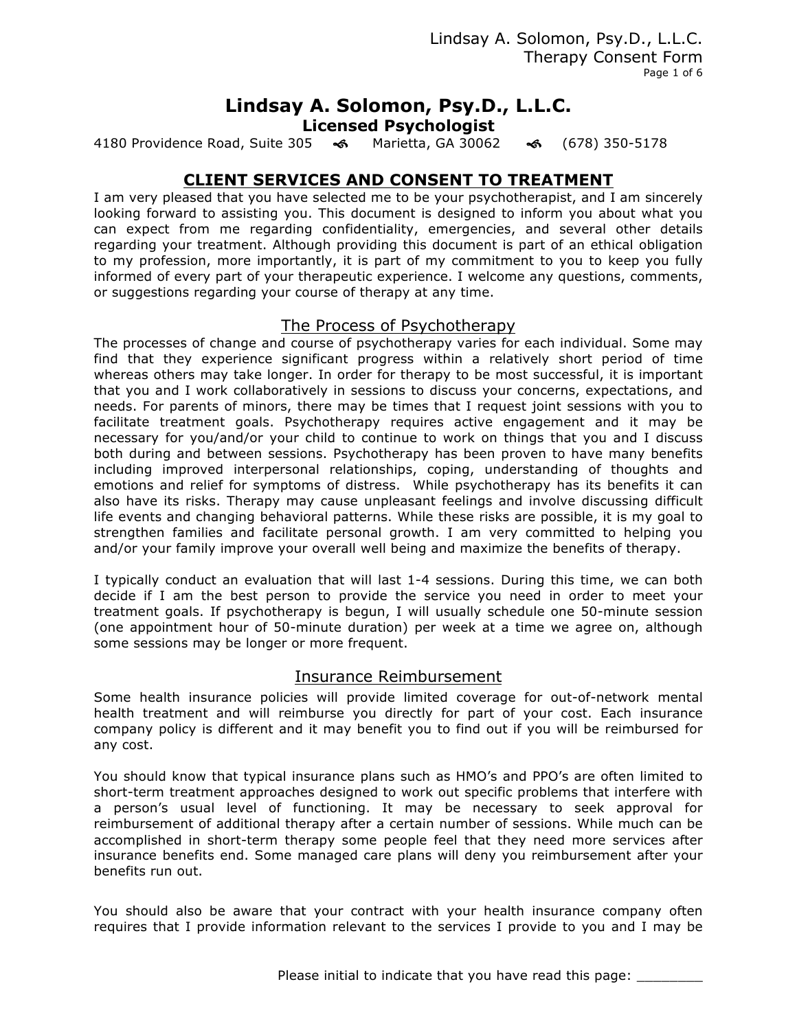# Lindsay A. Solomon, Psy.D., L.L.C.

**Licensed Psychologist**

4180 Providence Road, Suite 305 ∞ Marietta, GA 30062 ∞ (678) 350-5178

## CLIENT SERVICES AND CONSENT TO TREATMENT

I am very pleased that you have selected me to be your psychotherapist, and I am sincerely looking forward to assisting you. This document is designed to inform you about what you can expect from me regarding confidentiality, emergencies, and several other details regarding your treatment. Although providing this document is part of an ethical obligation to my profession, more importantly, it is part of my commitment to you to keep you fully informed of every part of your therapeutic experience. I welcome any questions, comments, or suggestions regarding your course of therapy at any time.

### The Process of Psychotherapy

The processes of change and course of psychotherapy varies for each individual. Some may find that they experience significant progress within a relatively short period of time whereas others may take longer. In order for therapy to be most successful, it is important that you and I work collaboratively in sessions to discuss your concerns, expectations, and needs. For parents of minors, there may be times that I request joint sessions with you to facilitate treatment goals. Psychotherapy requires active engagement and it may be necessary for you/and/or your child to continue to work on things that you and I discuss both during and between sessions. Psychotherapy has been proven to have many benefits including improved interpersonal relationships, coping, understanding of thoughts and emotions and relief for symptoms of distress. While psychotherapy has its benefits it can also have its risks. Therapy may cause unpleasant feelings and involve discussing difficult life events and changing behavioral patterns. While these risks are possible, it is my goal to strengthen families and facilitate personal growth. I am very committed to helping you and/or your family improve your overall well being and maximize the benefits of therapy.

I typically conduct an evaluation that will last 1-4 sessions. During this time, we can both decide if I am the best person to provide the service you need in order to meet your treatment goals. If psychotherapy is begun, I will usually schedule one 50-minute session (one appointment hour of 50-minute duration) per week at a time we agree on, although some sessions may be longer or more frequent.

### Insurance Reimbursement

Some health insurance policies will provide limited coverage for out-of-network mental health treatment and will reimburse you directly for part of your cost. Each insurance company policy is different and it may benefit you to find out if you will be reimbursed for any cost.

You should know that typical insurance plans such as HMO's and PPO's are often limited to short-term treatment approaches designed to work out specific problems that interfere with a person's usual level of functioning. It may be necessary to seek approval for reimbursement of additional therapy after a certain number of sessions. While much can be accomplished in short-term therapy some people feel that they need more services after insurance benefits end. Some managed care plans will deny you reimbursement after your benefits run out.

You should also be aware that your contract with your health insurance company often requires that I provide information relevant to the services I provide to you and I may be

Please initial to indicate that you have read this page: ________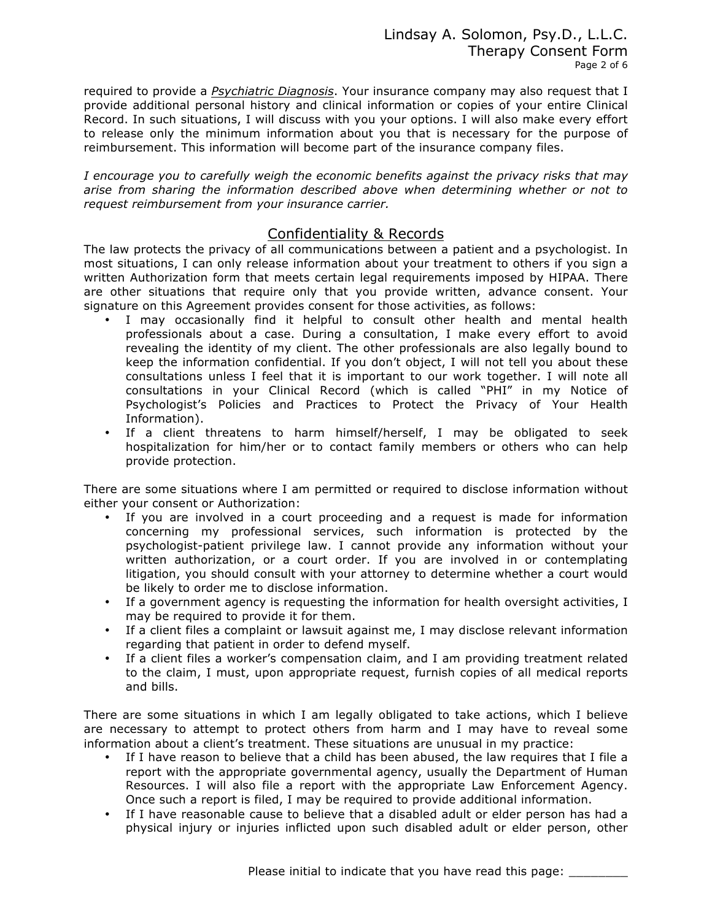required to provide a *Psychiatric Diagnosis*. Your insurance company may also request that I provide additional personal history and clinical information or copies of your entire Clinical Record. In such situations, I will discuss with you your options. I will also make every effort to release only the minimum information about you that is necessary for the purpose of reimbursement. This information will become part of the insurance company files.

*I encourage you to carefully weigh the economic benefits against the privacy risks that may arise from sharing the information described above when determining whether or not to request reimbursement from your insurance carrier.*

## Confidentiality & Records

The law protects the privacy of all communications between a patient and a psychologist. In most situations, I can only release information about your treatment to others if you sign a written Authorization form that meets certain legal requirements imposed by HIPAA. There are other situations that require only that you provide written, advance consent. Your signature on this Agreement provides consent for those activities, as follows:

- I may occasionally find it helpful to consult other health and mental health professionals about a case. During a consultation, I make every effort to avoid revealing the identity of my client. The other professionals are also legally bound to keep the information confidential. If you don't object, I will not tell you about these consultations unless I feel that it is important to our work together. I will note all consultations in your Clinical Record (which is called "PHI" in my Notice of Psychologist's Policies and Practices to Protect the Privacy of Your Health Information).
- If a client threatens to harm himself/herself, I may be obligated to seek hospitalization for him/her or to contact family members or others who can help provide protection.

There are some situations where I am permitted or required to disclose information without either your consent or Authorization:

- If you are involved in a court proceeding and a request is made for information concerning my professional services, such information is protected by the psychologist-patient privilege law. I cannot provide any information without your written authorization, or a court order. If you are involved in or contemplating litigation, you should consult with your attorney to determine whether a court would be likely to order me to disclose information.
- If a government agency is requesting the information for health oversight activities, I may be required to provide it for them.
- If a client files a complaint or lawsuit against me, I may disclose relevant information regarding that patient in order to defend myself.
- If a client files a worker's compensation claim, and I am providing treatment related to the claim, I must, upon appropriate request, furnish copies of all medical reports and bills.

There are some situations in which I am legally obligated to take actions, which I believe are necessary to attempt to protect others from harm and I may have to reveal some information about a client's treatment. These situations are unusual in my practice:

- If I have reason to believe that a child has been abused, the law requires that I file a report with the appropriate governmental agency, usually the Department of Human Resources. I will also file a report with the appropriate Law Enforcement Agency. Once such a report is filed, I may be required to provide additional information.
- If I have reasonable cause to believe that a disabled adult or elder person has had a physical injury or injuries inflicted upon such disabled adult or elder person, other

Please initial to indicate that you have read this page: ________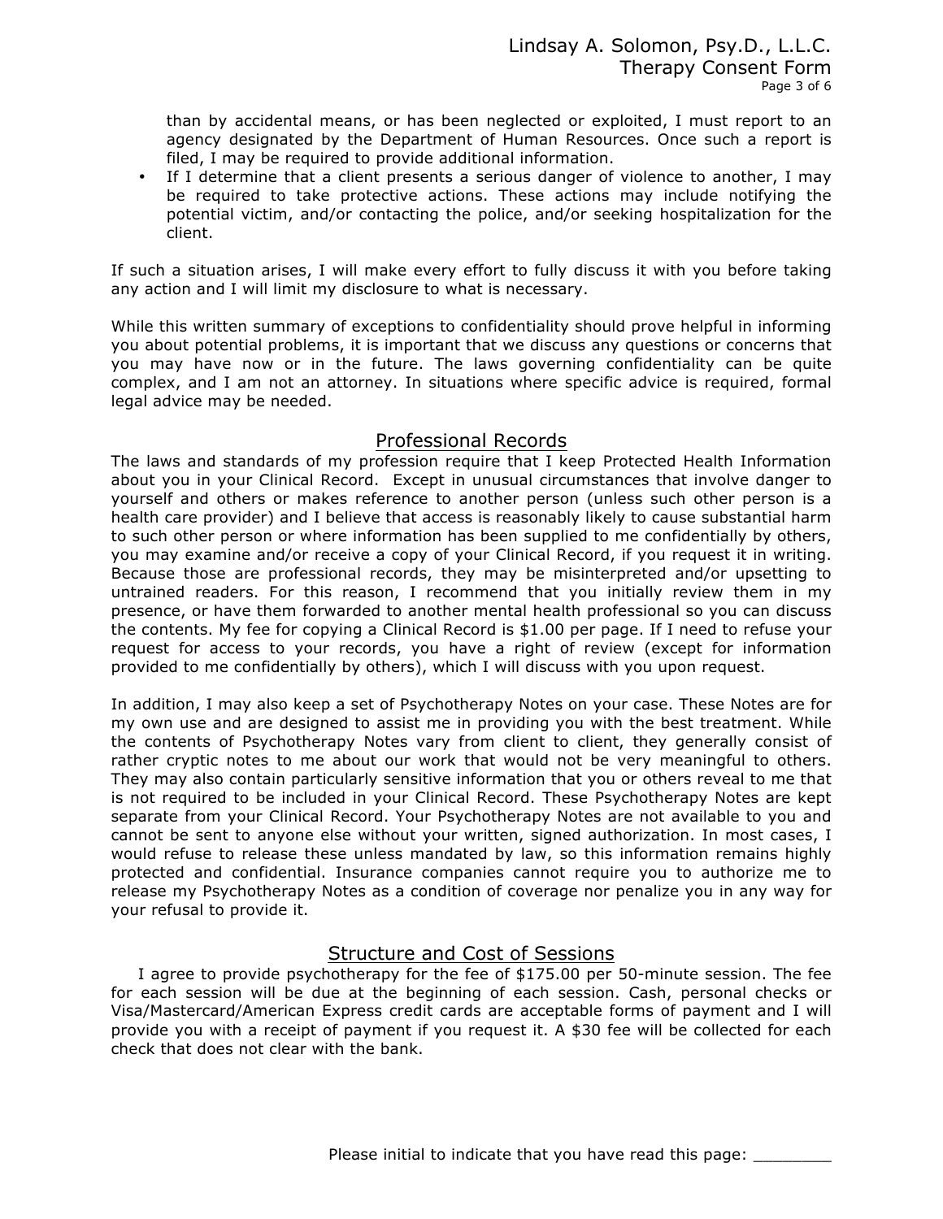than by accidental means, or has been neglected or exploited, I must report to an agency designated by the Department of Human Resources. Once such a report is filed, I may be required to provide additional information.

- If I determine that a client presents a serious danger of violence to another, I may be required to take protective actions. These actions may include notifying the potential victim, and/or contacting the police, and/or seeking hospitalization for the client.

If such a situation arises, I will make every effort to fully discuss it with you before taking any action and I will limit my disclosure to what is necessary.

While this written summary of exceptions to confidentiality should prove helpful in informing you about potential problems, it is important that we discuss any questions or concerns that you may have now or in the future. The laws governing confidentiality can be quite complex, and I am not an attorney. In situations where specific advice is required, formal legal advice may be needed.

## Professional Records

The laws and standards of my profession require that I keep Protected Health Information about you in your Clinical Record. Except in unusual circumstances that involve danger to yourself and others or makes reference to another person (unless such other person is a health care provider) and I believe that access is reasonably likely to cause substantial harm to such other person or where information has been supplied to me confidentially by others, you may examine and/or receive a copy of your Clinical Record, if you request it in writing. Because those are professional records, they may be misinterpreted and/or upsetting to untrained readers. For this reason, I recommend that you initially review them in my presence, or have them forwarded to another mental health professional so you can discuss the contents. My fee for copying a Clinical Record is $1.00 per page. If I need to refuse your request for access to your records, you have a right of review (except for information provided to me confidentially by others), which I will discuss with you upon request.

In addition, I may also keep a set of Psychotherapy Notes on your case. These Notes are for my own use and are designed to assist me in providing you with the best treatment. While the contents of Psychotherapy Notes vary from client to client, they generally consist of rather cryptic notes to me about our work that would not be very meaningful to others. They may also contain particularly sensitive information that you or others reveal to me that is not required to be included in your Clinical Record. These Psychotherapy Notes are kept separate from your Clinical Record. Your Psychotherapy Notes are not available to you and cannot be sent to anyone else without your written, signed authorization. In most cases, I would refuse to release these unless mandated by law, so this information remains highly protected and confidential. Insurance companies cannot require you to authorize me to release my Psychotherapy Notes as a condition of coverage nor penalize you in any way for your refusal to provide it.

## Structure and Cost of Sessions

I agree to provide psychotherapy for the fee of $175.00 per 50-minute session. The fee for each session will be due at the beginning of each session. Cash, personal checks or Visa/Mastercard/American Express credit cards are acceptable forms of payment and I will provide you with a receipt of payment if you request it. A $30 fee will be collected for each check that does not clear with the bank.

Please initial to indicate that you have read this page: ________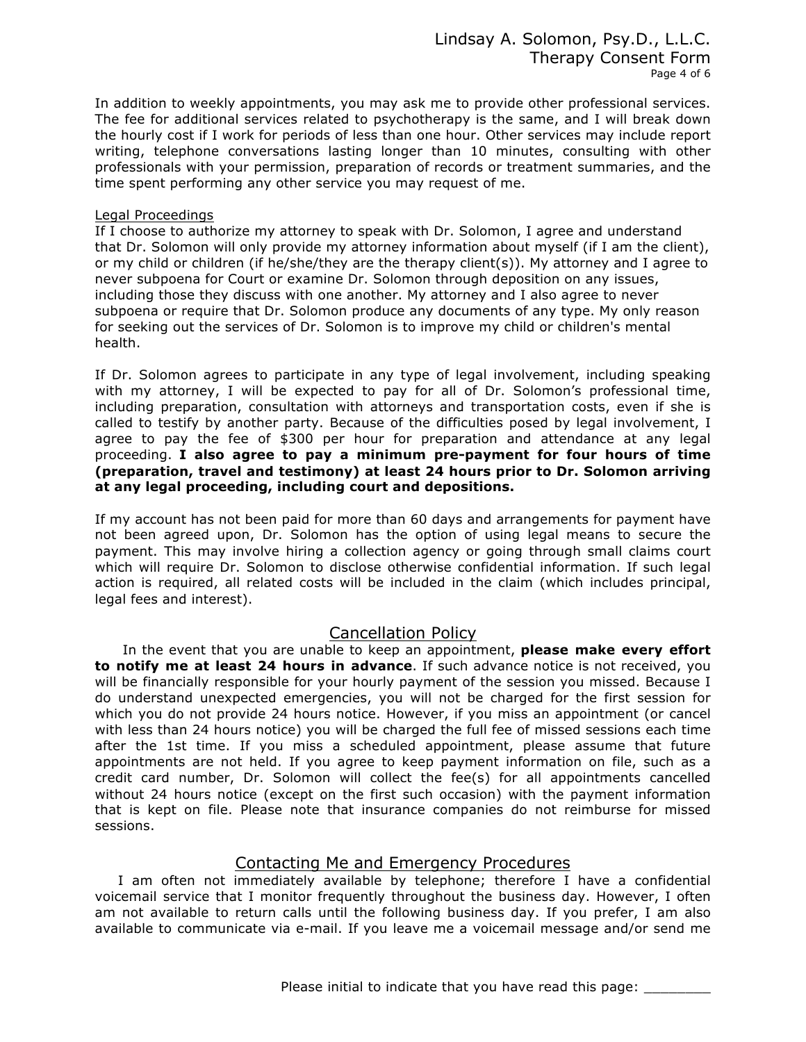In addition to weekly appointments, you may ask me to provide other professional services. The fee for additional services related to psychotherapy is the same, and I will break down the hourly cost if I work for periods of less than one hour. Other services may include report writing, telephone conversations lasting longer than 10 minutes, consulting with other professionals with your permission, preparation of records or treatment summaries, and the time spent performing any other service you may request of me.

Legal Proceedings

If I choose to authorize my attorney to speak with Dr. Solomon, I agree and understand that Dr. Solomon will only provide my attorney information about myself (if I am the client), or my child or children (if he/she/they are the therapy client(s)). My attorney and I agree to never subpoena for Court or examine Dr. Solomon through deposition on any issues, including those they discuss with one another. My attorney and I also agree to never subpoena or require that Dr. Solomon produce any documents of any type. My only reason for seeking out the services of Dr. Solomon is to improve my child or children's mental health.

If Dr. Solomon agrees to participate in any type of legal involvement, including speaking with my attorney, I will be expected to pay for all of Dr. Solomon's professional time, including preparation, consultation with attorneys and transportation costs, even if she is called to testify by another party. Because of the difficulties posed by legal involvement, I agree to pay the fee of $300 per hour for preparation and attendance at any legal proceeding. **I also agree to pay a minimum pre-payment for four hours of time (preparation, travel and testimony) at least 24 hours prior to Dr. Solomon arriving at any legal proceeding, including court and depositions.**

If my account has not been paid for more than 60 days and arrangements for payment have not been agreed upon, Dr. Solomon has the option of using legal means to secure the payment. This may involve hiring a collection agency or going through small claims court which will require Dr. Solomon to disclose otherwise confidential information. If such legal action is required, all related costs will be included in the claim (which includes principal, legal fees and interest).

## Cancellation Policy

In the event that you are unable to keep an appointment, **please make every effort to notify me at least 24 hours in advance**. If such advance notice is not received, you will be financially responsible for your hourly payment of the session you missed. Because I do understand unexpected emergencies, you will not be charged for the first session for which you do not provide 24 hours notice. However, if you miss an appointment (or cancel with less than 24 hours notice) you will be charged the full fee of missed sessions each time after the 1st time. If you miss a scheduled appointment, please assume that future appointments are not held. If you agree to keep payment information on file, such as a credit card number, Dr. Solomon will collect the fee(s) for all appointments cancelled without 24 hours notice (except on the first such occasion) with the payment information that is kept on file. Please note that insurance companies do not reimburse for missed sessions.

## Contacting Me and Emergency Procedures

I am often not immediately available by telephone; therefore I have a confidential voicemail service that I monitor frequently throughout the business day. However, I often am not available to return calls until the following business day. If you prefer, I am also available to communicate via e-mail. If you leave me a voicemail message and/or send me

Please initial to indicate that you have read this page: ________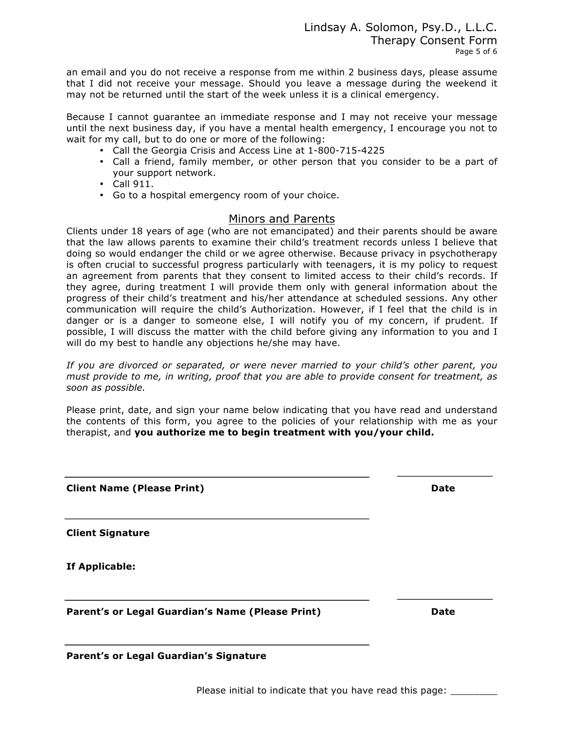an email and you do not receive a response from me within 2 business days, please assume that I did not receive your message. Should you leave a message during the weekend it may not be returned until the start of the week unless it is a clinical emergency.

Because I cannot guarantee an immediate response and I may not receive your message until the next business day, if you have a mental health emergency, I encourage you not to wait for my call, but to do one or more of the following:

- Call the Georgia Crisis and Access Line at 1-800-715-4225
- Call a friend, family member, or other person that you consider to be a part of your support network.
- Call 911.
- Go to a hospital emergency room of your choice.

## Minors and Parents

Clients under 18 years of age (who are not emancipated) and their parents should be aware that the law allows parents to examine their child's treatment records unless I believe that doing so would endanger the child or we agree otherwise. Because privacy in psychotherapy is often crucial to successful progress particularly with teenagers, it is my policy to request an agreement from parents that they consent to limited access to their child's records. If they agree, during treatment I will provide them only with general information about the progress of their child's treatment and his/her attendance at scheduled sessions. Any other communication will require the child's Authorization. However, if I feel that the child is in danger or is a danger to someone else, I will notify you of my concern, if prudent. If possible, I will discuss the matter with the child before giving any information to you and I will do my best to handle any objections he/she may have.

*If you are divorced or separated, or were never married to your child's other parent, you must provide to me, in writing, proof that you are able to provide consent for treatment, as soon as possible.*

Please print, date, and sign your name below indicating that you have read and understand the contents of this form, you agree to the policies of your relationship with me as your therapist, and **you authorize me to begin treatment with you/your child.**

\_\_\_\_\_\_\_\_\_\_\_\_\_\_\_\_\_\_\_\_\_\_\_\_\_\_\_\_\_\_\_\_\_\_\_\_\_\_\_\_\_\_\_\_ \_\_\_\_\_\_\_\_\_\_\_\_\_\_\_\_

**Client Name (Please Print)** **Date**

\_\_\_\_\_\_\_\_\_\_\_\_\_\_\_\_\_\_\_\_\_\_\_\_\_\_\_\_\_\_\_\_\_\_\_\_\_\_\_\_\_\_\_\_

**Client Signature**

**If Applicable:**

\_\_\_\_\_\_\_\_\_\_\_\_\_\_\_\_\_\_\_\_\_\_\_\_\_\_\_\_\_\_\_\_\_\_\_\_\_\_\_\_\_\_\_\_ \_\_\_\_\_\_\_\_\_\_\_\_\_\_\_\_

**Parent's or Legal Guardian's Name (Please Print)** **Date**

\_\_\_\_\_\_\_\_\_\_\_\_\_\_\_\_\_\_\_\_\_\_\_\_\_\_\_\_\_\_\_\_\_\_\_\_\_\_\_\_\_\_\_\_

**Parent's or Legal Guardian's Signature**

Please initial to indicate that you have read this page: \_\_\_\_\_\_\_\_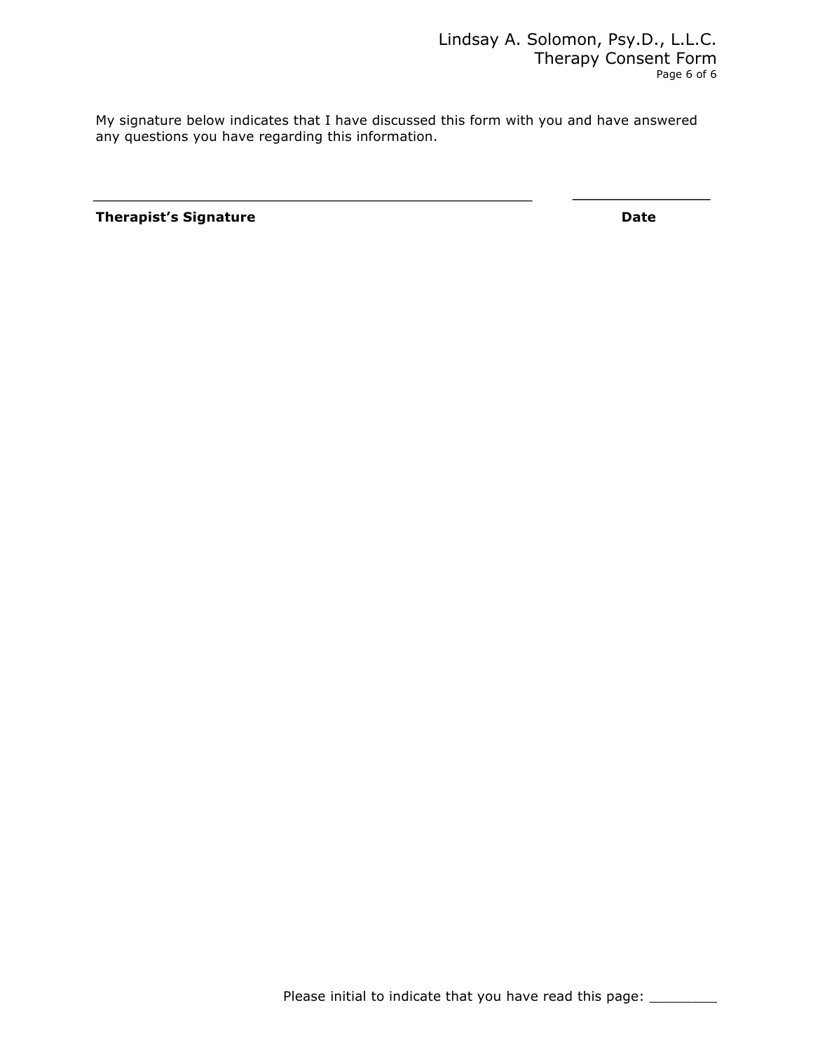My signature below indicates that I have discussed this form with you and have answered any questions you have regarding this information.

\_\_\_\_\_\_\_\_\_\_\_\_\_\_\_\_\_\_\_\_\_\_\_\_\_\_\_\_\_\_\_\_\_\_\_\_\_\_\_\_\_\_\_\_\_\_\_\_ \_\_\_\_\_\_\_\_\_\_\_\_\_\_\_\_

**Therapist's Signature** **Date**

Please initial to indicate that you have read this page: ________